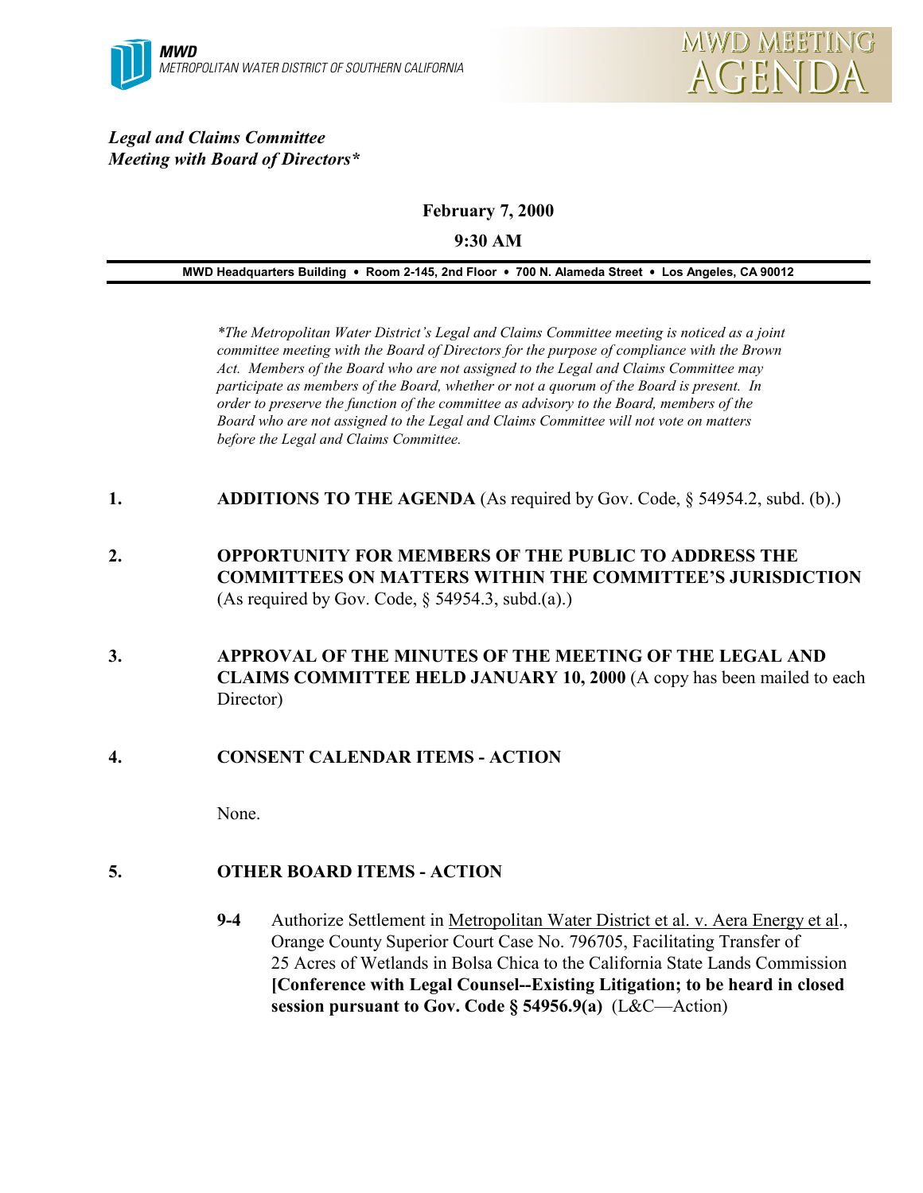**MWD**
METROPOLITAN WATER DISTRICT OF SOUTHERN CALIFORNIA

# MWD MEETING AGENDA

***Legal and Claims Committee***
***Meeting with Board of Directors\****

**February 7, 2000**

**9:30 AM**

**MWD Headquarters Building • Room 2-145, 2nd Floor • 700 N. Alameda Street • Los Angeles, CA 90012**

*\*The Metropolitan Water District's Legal and Claims Committee meeting is noticed as a joint committee meeting with the Board of Directors for the purpose of compliance with the Brown Act. Members of the Board who are not assigned to the Legal and Claims Committee may participate as members of the Board, whether or not a quorum of the Board is present. In order to preserve the function of the committee as advisory to the Board, members of the Board who are not assigned to the Legal and Claims Committee will not vote on matters before the Legal and Claims Committee.*

1. **ADDITIONS TO THE AGENDA** (As required by Gov. Code, § 54954.2, subd. (b).)

2. **OPPORTUNITY FOR MEMBERS OF THE PUBLIC TO ADDRESS THE COMMITTEES ON MATTERS WITHIN THE COMMITTEE'S JURISDICTION** (As required by Gov. Code, § 54954.3, subd.(a).)

3. **APPROVAL OF THE MINUTES OF THE MEETING OF THE LEGAL AND CLAIMS COMMITTEE HELD JANUARY 10, 2000** (A copy has been mailed to each Director)

4. **CONSENT CALENDAR ITEMS - ACTION**

   None.

5. **OTHER BOARD ITEMS - ACTION**

   **9-4** Authorize Settlement in Metropolitan Water District et al. v. Aera Energy et al., Orange County Superior Court Case No. 796705, Facilitating Transfer of 25 Acres of Wetlands in Bolsa Chica to the California State Lands Commission **[Conference with Legal Counsel--Existing Litigation; to be heard in closed session pursuant to Gov. Code § 54956.9(a)** (L&C—Action)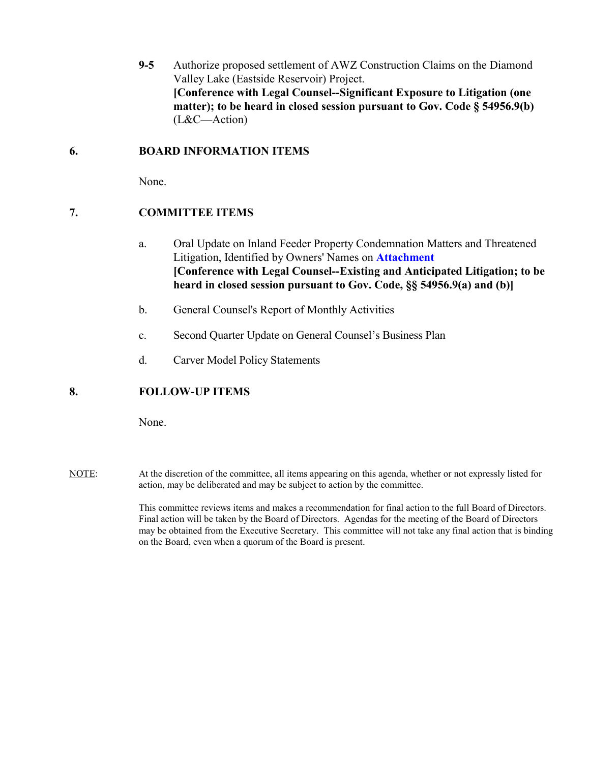**9-5** Authorize proposed settlement of AWZ Construction Claims on the Diamond Valley Lake (Eastside Reservoir) Project.
**[Conference with Legal Counsel--Significant Exposure to Litigation (one matter); to be heard in closed session pursuant to Gov. Code § 54956.9(b)** (L&C—Action)

## 6. BOARD INFORMATION ITEMS

None.

## 7. COMMITTEE ITEMS

a. Oral Update on Inland Feeder Property Condemnation Matters and Threatened Litigation, Identified by Owners' Names on **Attachment**
**[Conference with Legal Counsel--Existing and Anticipated Litigation; to be heard in closed session pursuant to Gov. Code, §§ 54956.9(a) and (b)]**

b. General Counsel's Report of Monthly Activities

c. Second Quarter Update on General Counsel's Business Plan

d. Carver Model Policy Statements

## 8. FOLLOW-UP ITEMS

None.

NOTE: At the discretion of the committee, all items appearing on this agenda, whether or not expressly listed for action, may be deliberated and may be subject to action by the committee.

This committee reviews items and makes a recommendation for final action to the full Board of Directors. Final action will be taken by the Board of Directors. Agendas for the meeting of the Board of Directors may be obtained from the Executive Secretary. This committee will not take any final action that is binding on the Board, even when a quorum of the Board is present.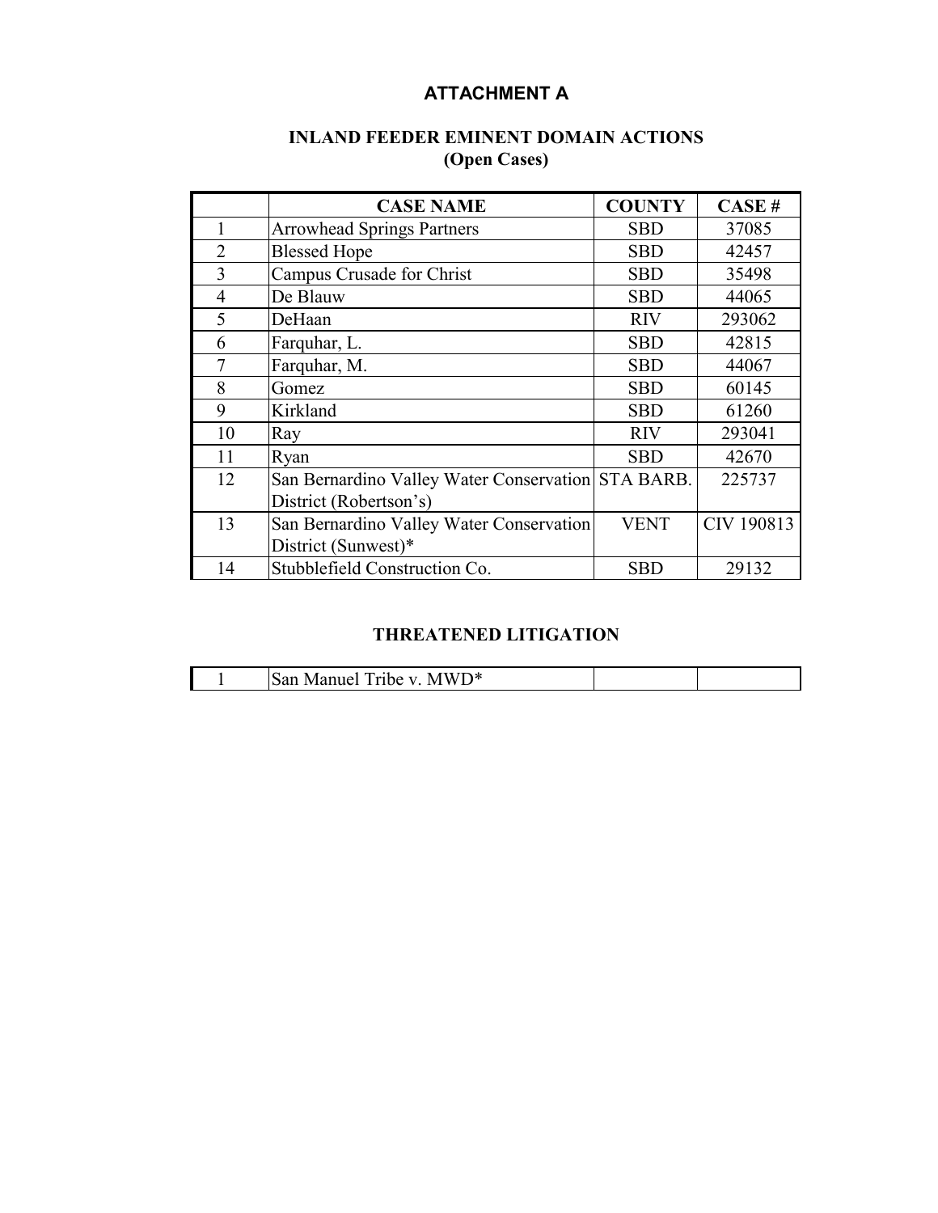# ATTACHMENT A

## INLAND FEEDER EMINENT DOMAIN ACTIONS
## (Open Cases)

| | CASE NAME | COUNTY | CASE # |
|---|---|---|---|
| 1 | Arrowhead Springs Partners | SBD | 37085 |
| 2 | Blessed Hope | SBD | 42457 |
| 3 | Campus Crusade for Christ | SBD | 35498 |
| 4 | De Blauw | SBD | 44065 |
| 5 | DeHaan | RIV | 293062 |
| 6 | Farquhar, L. | SBD | 42815 |
| 7 | Farquhar, M. | SBD | 44067 |
| 8 | Gomez | SBD | 60145 |
| 9 | Kirkland | SBD | 61260 |
| 10 | Ray | RIV | 293041 |
| 11 | Ryan | SBD | 42670 |
| 12 | San Bernardino Valley Water Conservation District (Robertson's) | STA BARB. | 225737 |
| 13 | San Bernardino Valley Water Conservation District (Sunwest)* | VENT | CIV 190813 |
| 14 | Stubblefield Construction Co. | SBD | 29132 |

## THREATENED LITIGATION

| | | | |
|---|---|---|---|
| 1 | San Manuel Tribe v. MWD* | | |